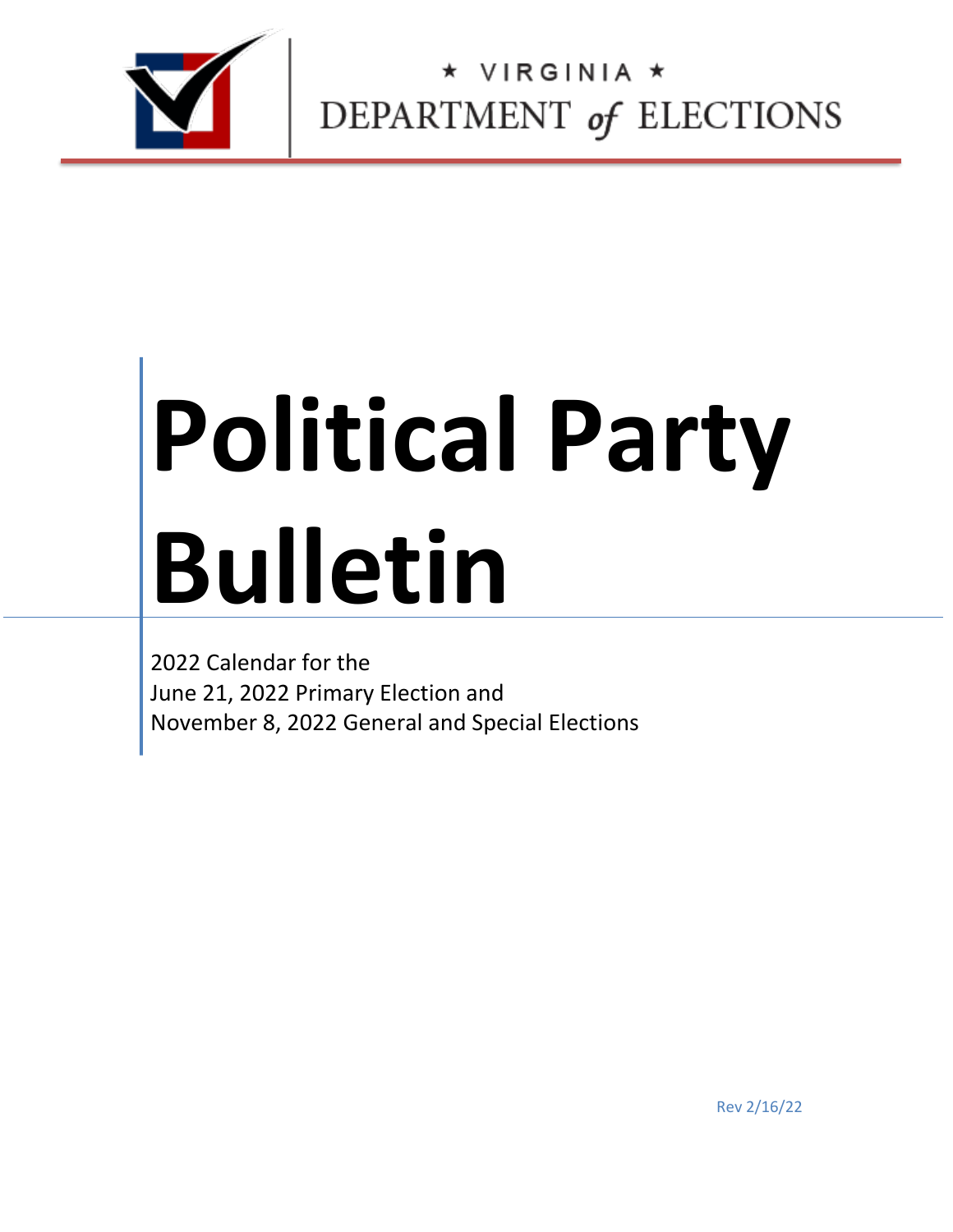★ VIRGINIA ★

DEPARTMENT *of* ELECTIONS

# Political Party Bulletin

2022 Calendar for the
June 21, 2022 Primary Election and
November 8, 2022 General and Special Elections

Rev 2/16/22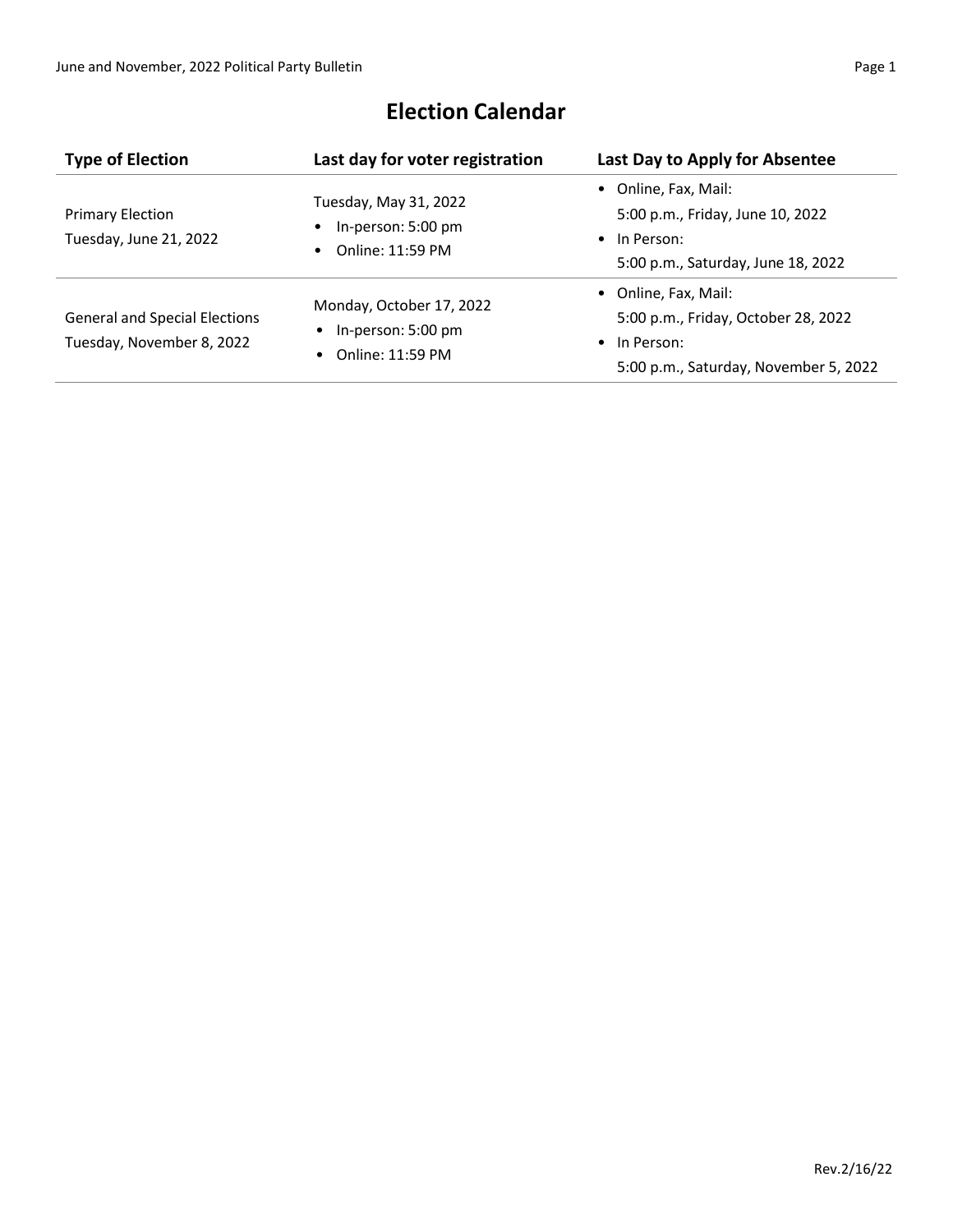# Election Calendar

| Type of Election | Last day for voter registration | Last Day to Apply for Absentee |
|---|---|---|
| Primary Election<br>Tuesday, June 21, 2022 | Tuesday, May 31, 2022<br>• In-person: 5:00 pm<br>• Online: 11:59 PM | • Online, Fax, Mail:<br>5:00 p.m., Friday, June 10, 2022<br>• In Person:<br>5:00 p.m., Saturday, June 18, 2022 |
| General and Special Elections<br>Tuesday, November 8, 2022 | Monday, October 17, 2022<br>• In-person: 5:00 pm<br>• Online: 11:59 PM | • Online, Fax, Mail:<br>5:00 p.m., Friday, October 28, 2022<br>• In Person:<br>5:00 p.m., Saturday, November 5, 2022 |

Rev.2/16/22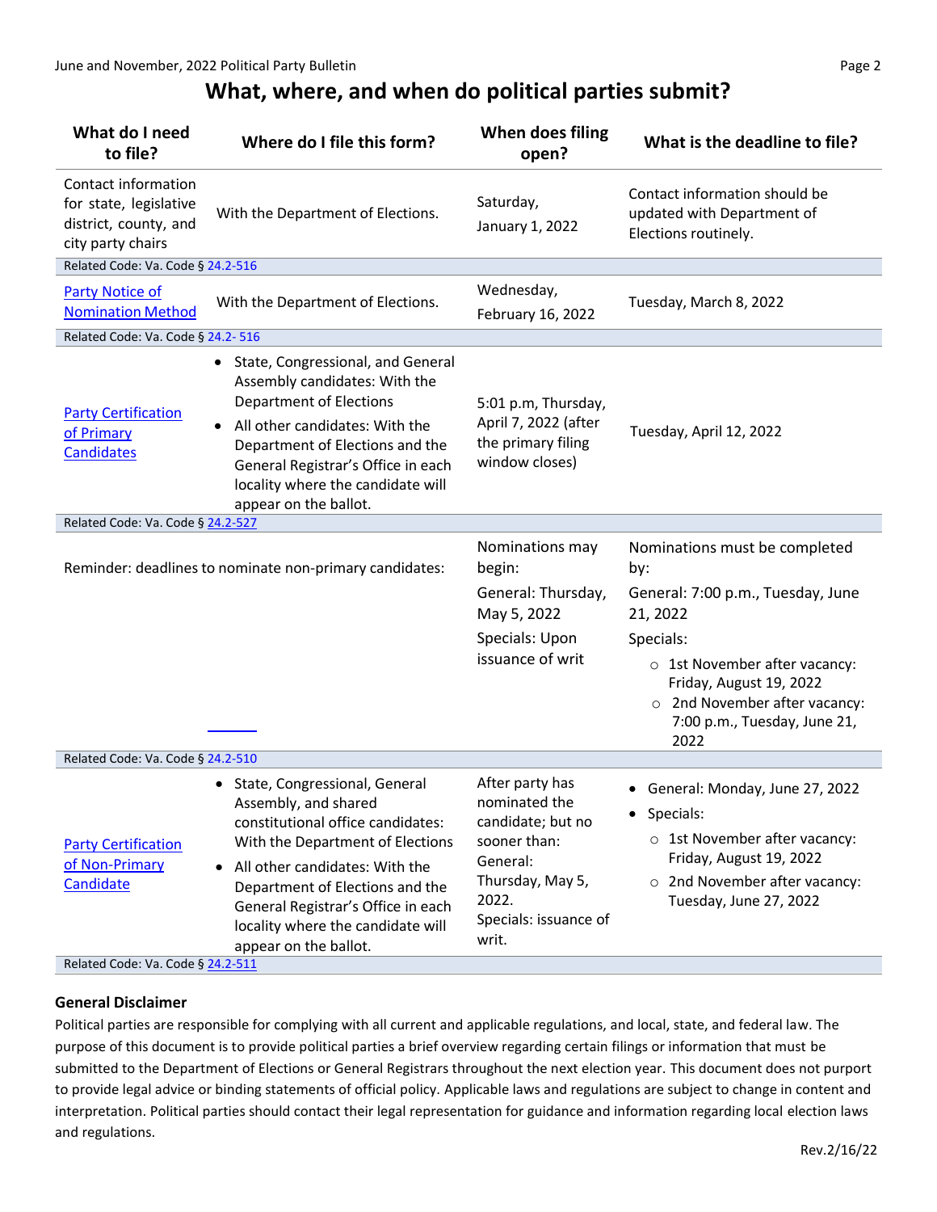## What, where, and when do political parties submit?

| What do I need to file? | Where do I file this form? | When does filing open? | What is the deadline to file? |
|---|---|---|---|
| Contact information for state, legislative district, county, and city party chairs | With the Department of Elections. | Saturday, January 1, 2022 | Contact information should be updated with Department of Elections routinely. |
| Related Code: Va. Code § 24.2-516 | | | |
| Party Notice of Nomination Method | With the Department of Elections. | Wednesday, February 16, 2022 | Tuesday, March 8, 2022 |
| Related Code: Va. Code § 24.2- 516 | | | |
| Party Certification of Primary Candidates | • State, Congressional, and General Assembly candidates: With the Department of Elections<br>• All other candidates: With the Department of Elections and the General Registrar's Office in each locality where the candidate will appear on the ballot. | 5:01 p.m, Thursday, April 7, 2022 (after the primary filing window closes) | Tuesday, April 12, 2022 |
| Related Code: Va. Code § 24.2-527 | | | |
| Reminder: deadlines to nominate non-primary candidates: | | Nominations may begin:<br>General: Thursday, May 5, 2022<br>Specials: Upon issuance of writ | Nominations must be completed by:<br>General: 7:00 p.m., Tuesday, June 21, 2022<br>Specials:<br>○ 1st November after vacancy: Friday, August 19, 2022<br>○ 2nd November after vacancy: 7:00 p.m., Tuesday, June 21, 2022 |
| Related Code: Va. Code § 24.2-510 | | | |
| Party Certification of Non-Primary Candidate | • State, Congressional, General Assembly, and shared constitutional office candidates: With the Department of Elections<br>• All other candidates: With the Department of Elections and the General Registrar's Office in each locality where the candidate will appear on the ballot. | After party has nominated the candidate; but no sooner than:<br>General: Thursday, May 5, 2022.<br>Specials: issuance of writ. | • General: Monday, June 27, 2022<br>• Specials:<br>○ 1st November after vacancy: Friday, August 19, 2022<br>○ 2nd November after vacancy: Tuesday, June 27, 2022 |
| Related Code: Va. Code § 24.2-511 | | | |

**General Disclaimer**

Political parties are responsible for complying with all current and applicable regulations, and local, state, and federal law. The purpose of this document is to provide political parties a brief overview regarding certain filings or information that must be submitted to the Department of Elections or General Registrars throughout the next election year. This document does not purport to provide legal advice or binding statements of official policy. Applicable laws and regulations are subject to change in content and interpretation. Political parties should contact their legal representation for guidance and information regarding local election laws and regulations.

Rev.2/16/22